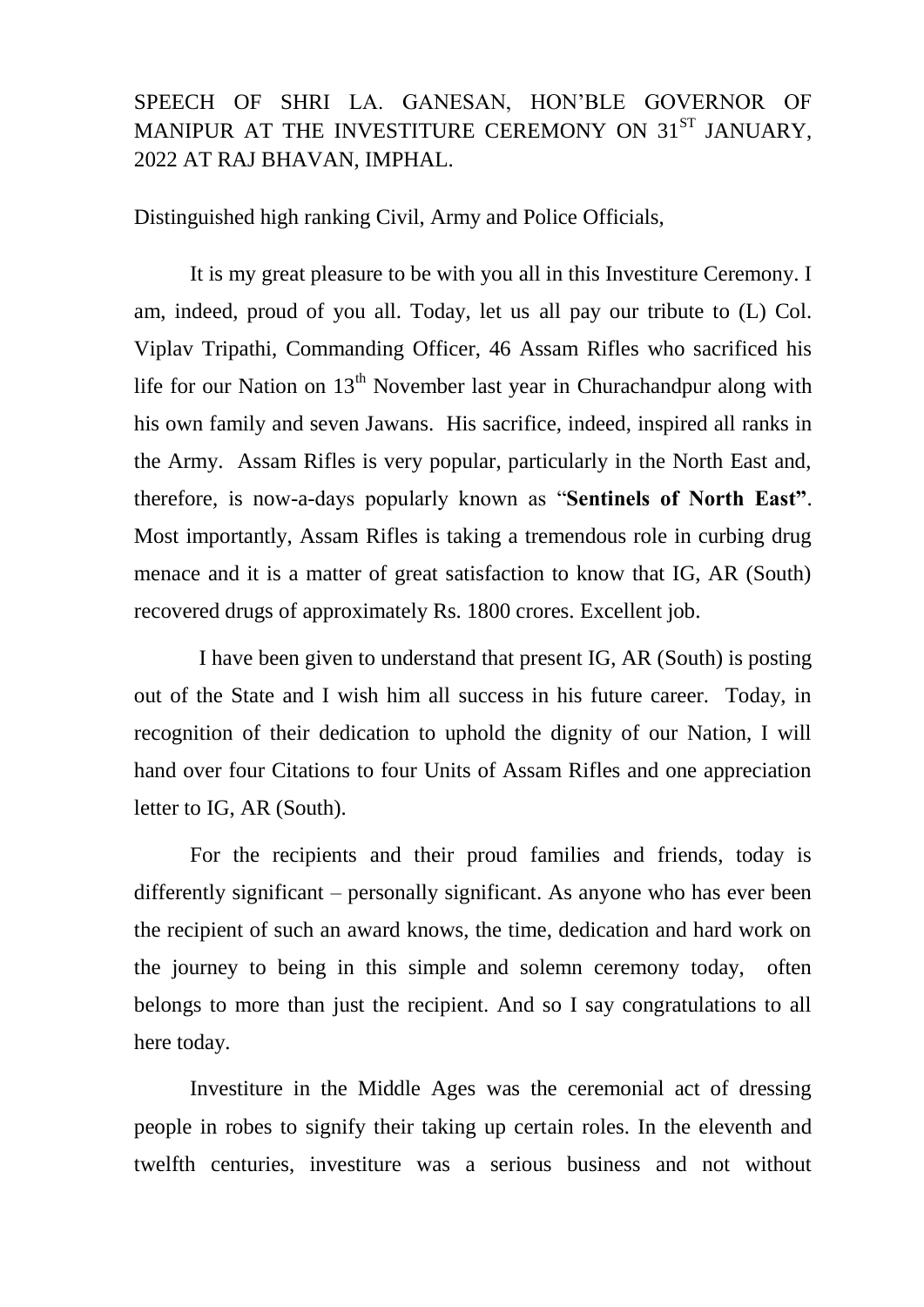# SPEECH OF SHRI LA. GANESAN, HON'BLE GOVERNOR OF MANIPUR AT THE INVESTITURE CEREMONY ON 31ST JANUARY, 2022 AT RAJ BHAVAN, IMPHAL.

Distinguished high ranking Civil, Army and Police Officials,

It is my great pleasure to be with you all in this Investiture Ceremony. I am, indeed, proud of you all. Today, let us all pay our tribute to (L) Col. Viplav Tripathi, Commanding Officer, 46 Assam Rifles who sacrificed his life for our Nation on 13th November last year in Churachandpur along with his own family and seven Jawans. His sacrifice, indeed, inspired all ranks in the Army. Assam Rifles is very popular, particularly in the North East and, therefore, is now-a-days popularly known as "**Sentinels of North East"**. Most importantly, Assam Rifles is taking a tremendous role in curbing drug menace and it is a matter of great satisfaction to know that IG, AR (South) recovered drugs of approximately Rs. 1800 crores. Excellent job.

I have been given to understand that present IG, AR (South) is posting out of the State and I wish him all success in his future career. Today, in recognition of their dedication to uphold the dignity of our Nation, I will hand over four Citations to four Units of Assam Rifles and one appreciation letter to IG, AR (South).

For the recipients and their proud families and friends, today is differently significant – personally significant. As anyone who has ever been the recipient of such an award knows, the time, dedication and hard work on the journey to being in this simple and solemn ceremony today, often belongs to more than just the recipient. And so I say congratulations to all here today.

Investiture in the Middle Ages was the ceremonial act of dressing people in robes to signify their taking up certain roles. In the eleventh and twelfth centuries, investiture was a serious business and not without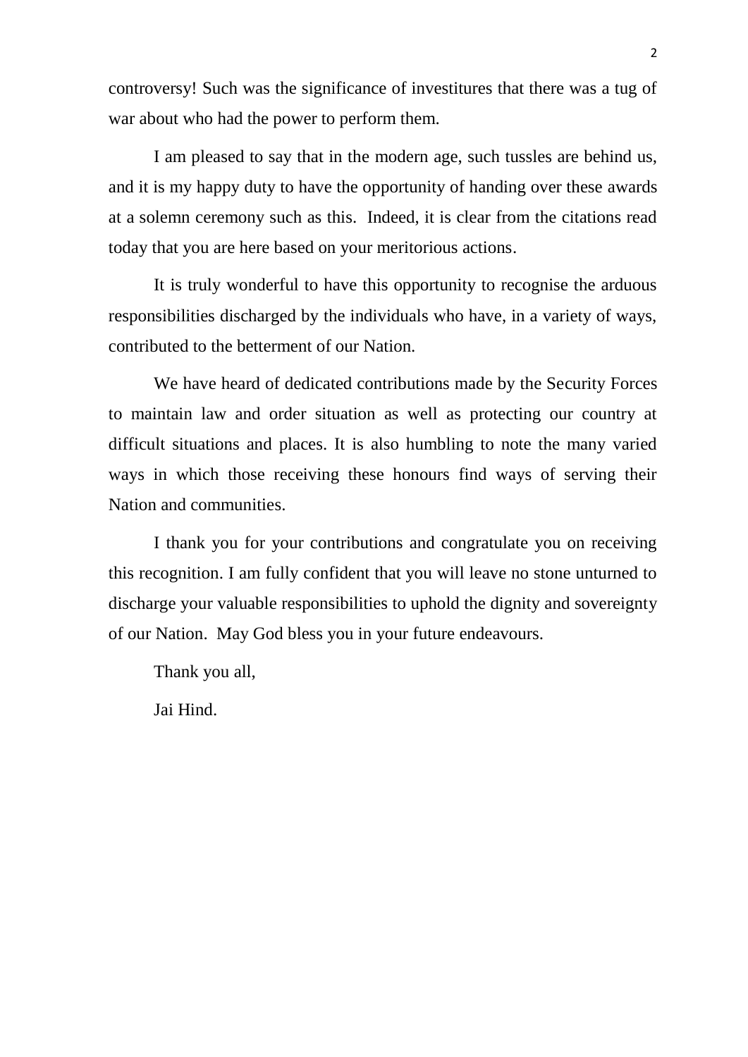controversy! Such was the significance of investitures that there was a tug of war about who had the power to perform them.

I am pleased to say that in the modern age, such tussles are behind us, and it is my happy duty to have the opportunity of handing over these awards at a solemn ceremony such as this. Indeed, it is clear from the citations read today that you are here based on your meritorious actions.

It is truly wonderful to have this opportunity to recognise the arduous responsibilities discharged by the individuals who have, in a variety of ways, contributed to the betterment of our Nation.

We have heard of dedicated contributions made by the Security Forces to maintain law and order situation as well as protecting our country at difficult situations and places. It is also humbling to note the many varied ways in which those receiving these honours find ways of serving their Nation and communities.

I thank you for your contributions and congratulate you on receiving this recognition. I am fully confident that you will leave no stone unturned to discharge your valuable responsibilities to uphold the dignity and sovereignty of our Nation. May God bless you in your future endeavours.

Thank you all,

Jai Hind.